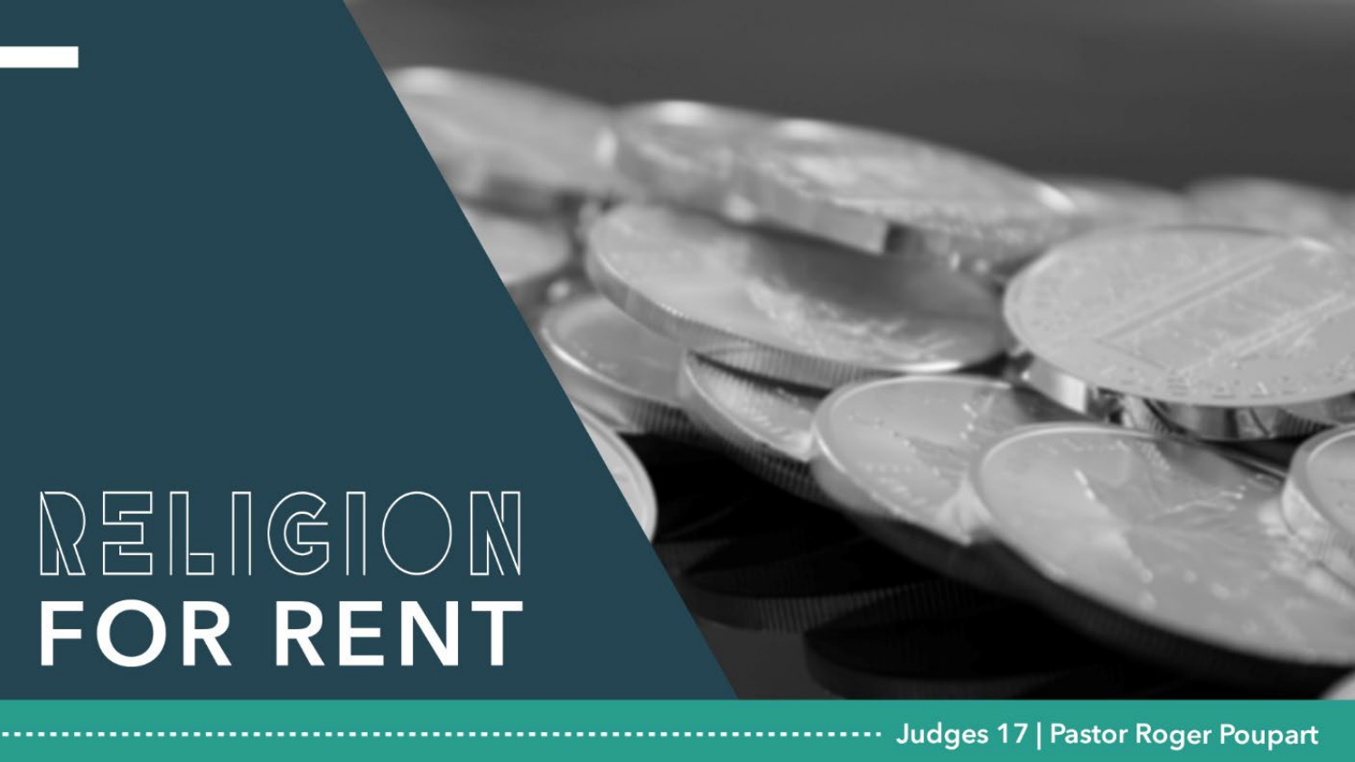# RELIGION FOR RENT

Judges 17 | Pastor Roger Poupart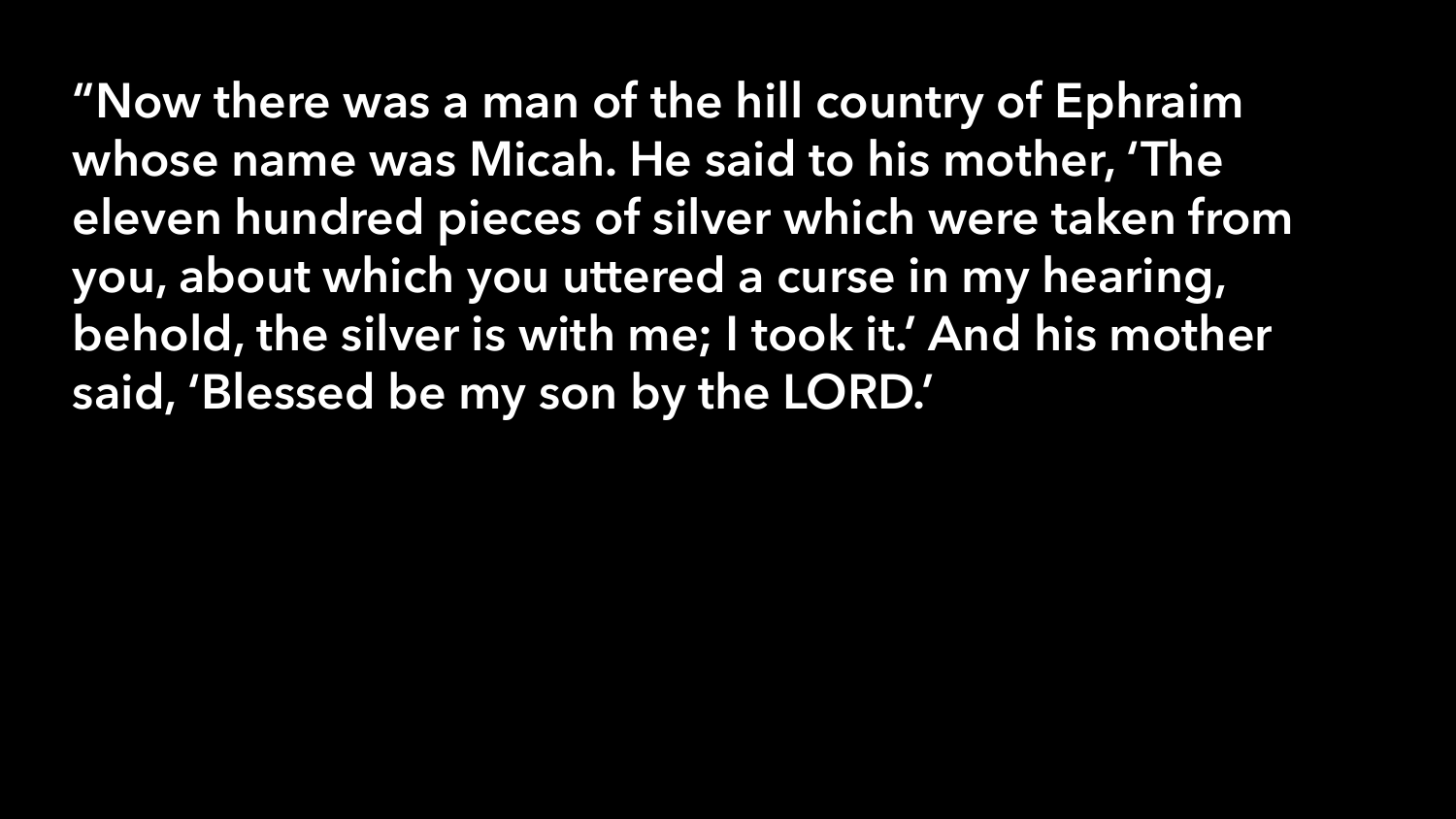“Now there was a man of the hill country of Ephraim whose name was Micah. He said to his mother, ‘The eleven hundred pieces of silver which were taken from you, about which you uttered a curse in my hearing, behold, the silver is with me; I took it.’ And his mother said, ‘Blessed be my son by the LORD.’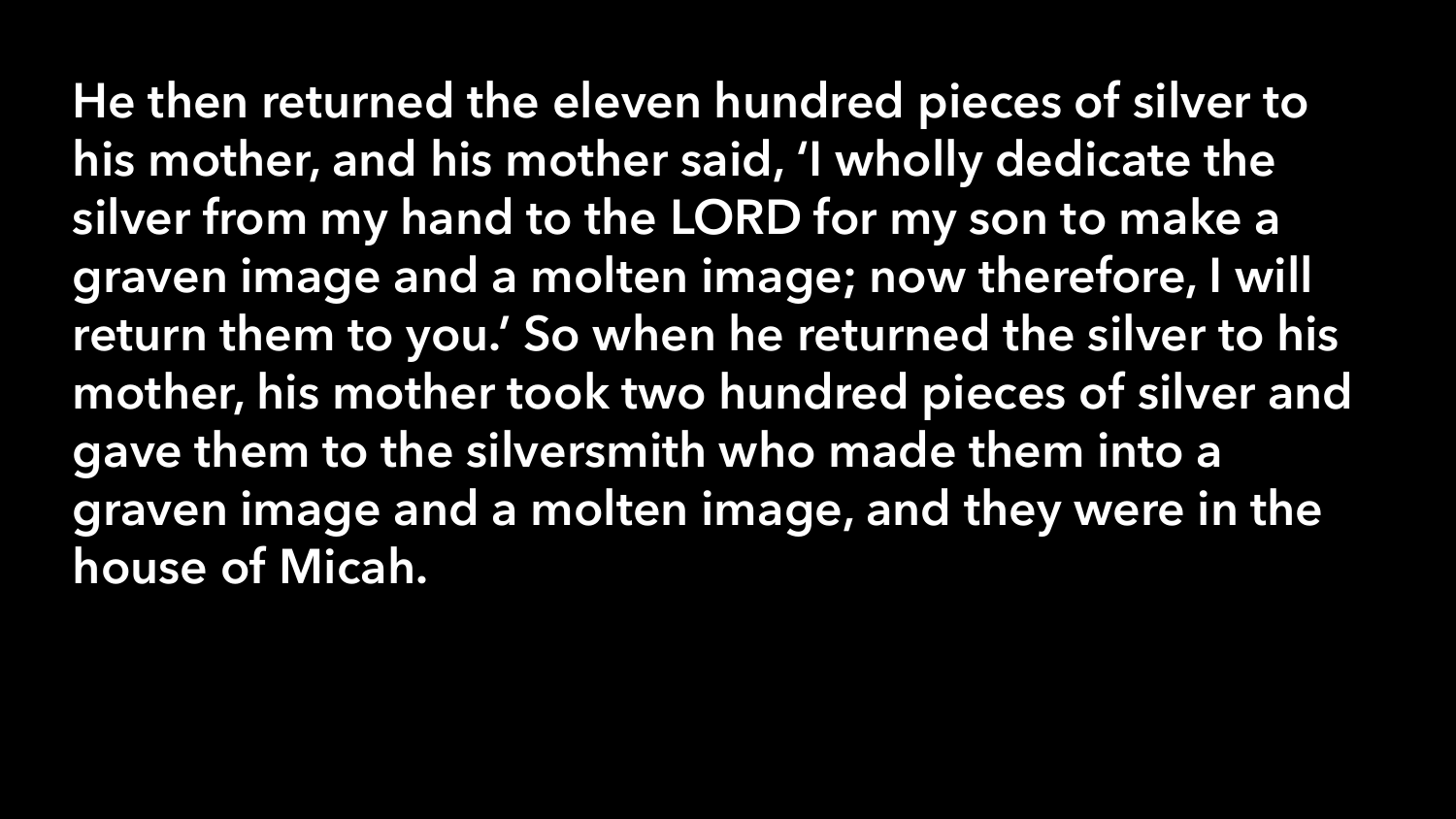**He then returned the eleven hundred pieces of silver to his mother, and his mother said, ‘I wholly dedicate the silver from my hand to the LORD for my son to make a graven image and a molten image; now therefore, I will return them to you.’ So when he returned the silver to his mother, his mother took two hundred pieces of silver and gave them to the silversmith who made them into a graven image and a molten image, and they were in the house of Micah.**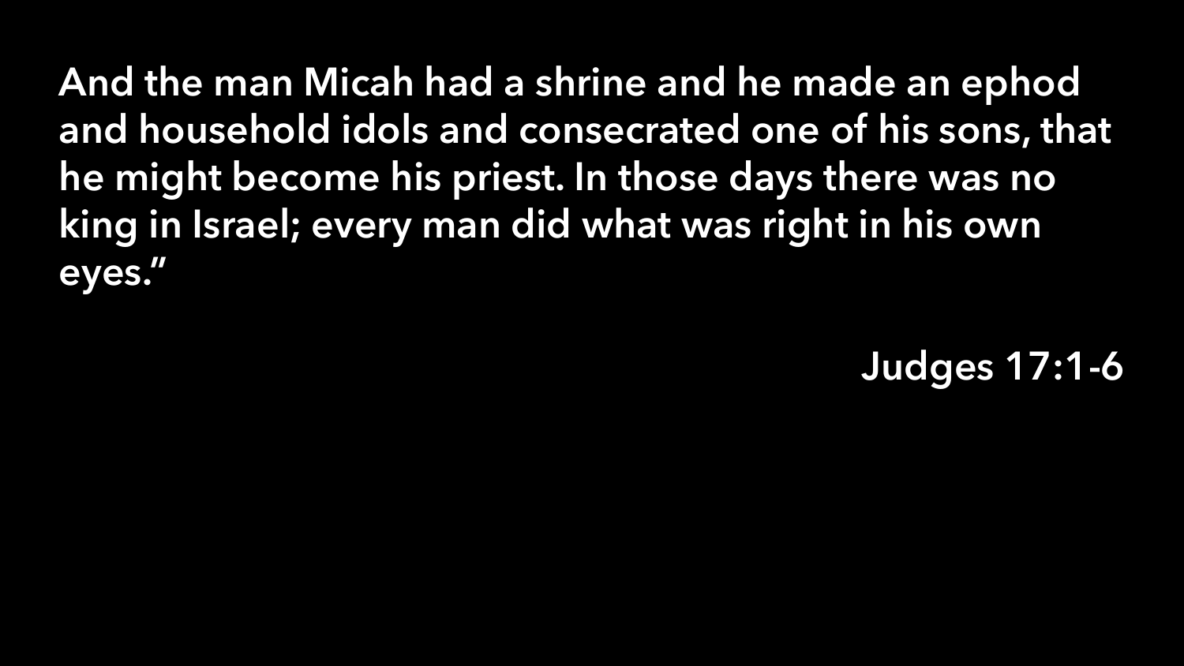And the man Micah had a shrine and he made an ephod and household idols and consecrated one of his sons, that he might become his priest. In those days there was no king in Israel; every man did what was right in his own eyes."

Judges 17:1-6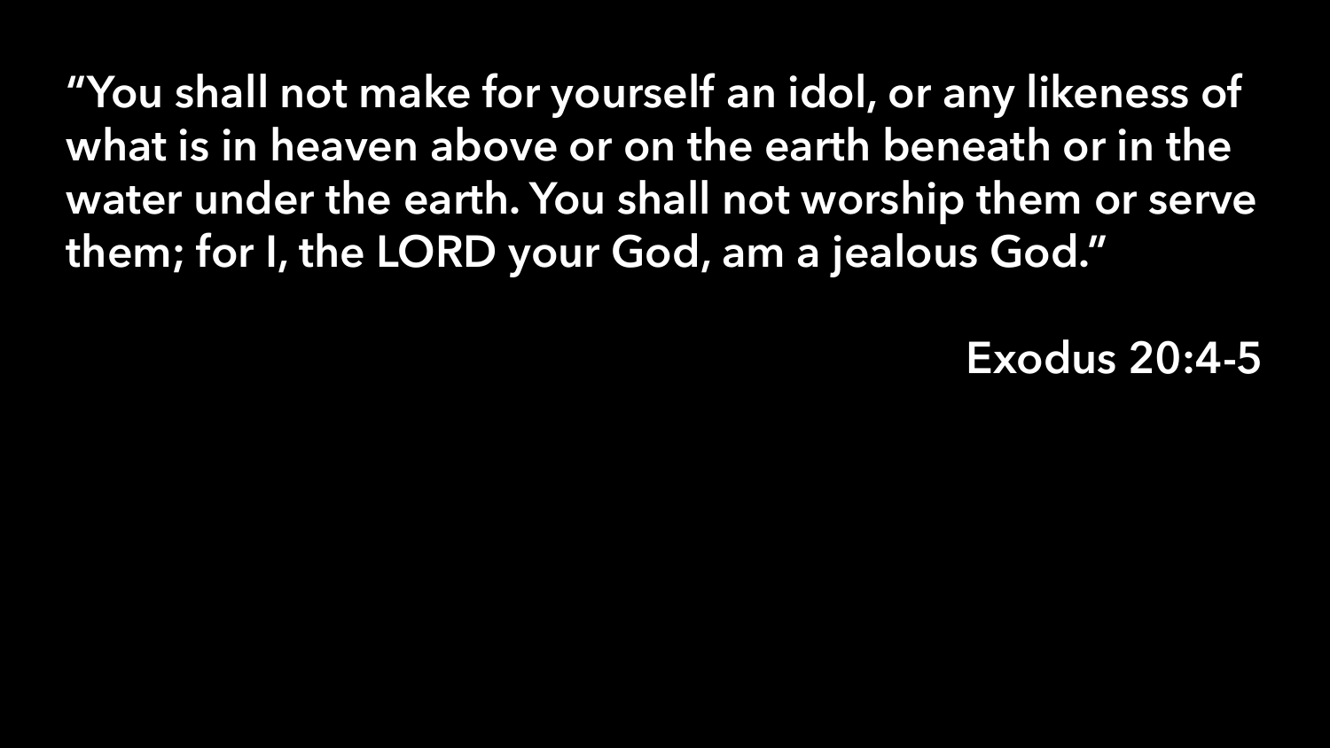"You shall not make for yourself an idol, or any likeness of what is in heaven above or on the earth beneath or in the water under the earth. You shall not worship them or serve them; for I, the LORD your God, am a jealous God."

Exodus 20:4-5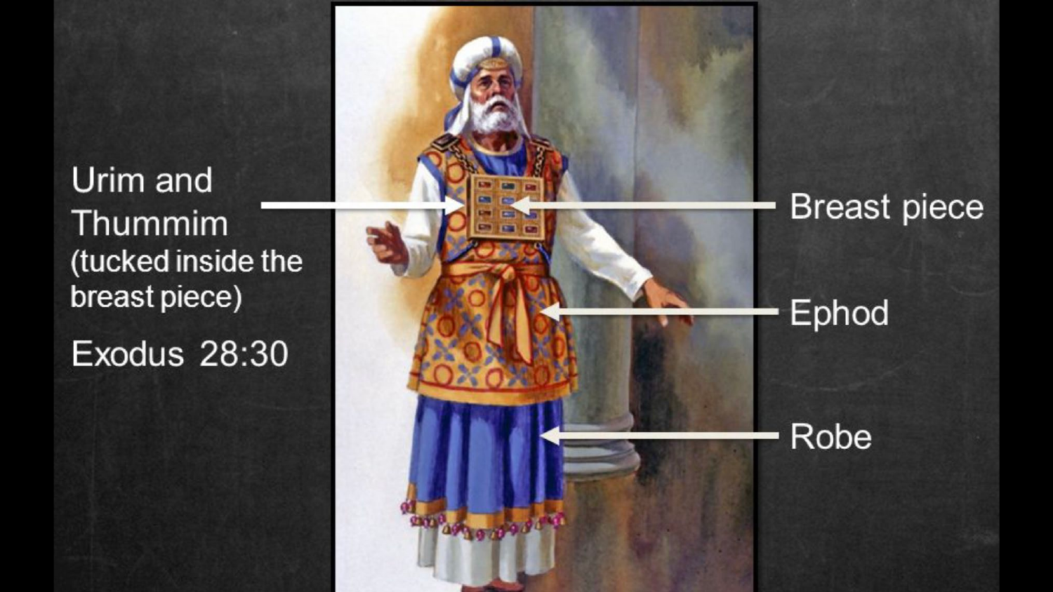Urim and Thummim (tucked inside the breast piece)

Exodus 28:30

Breast piece

Ephod

Robe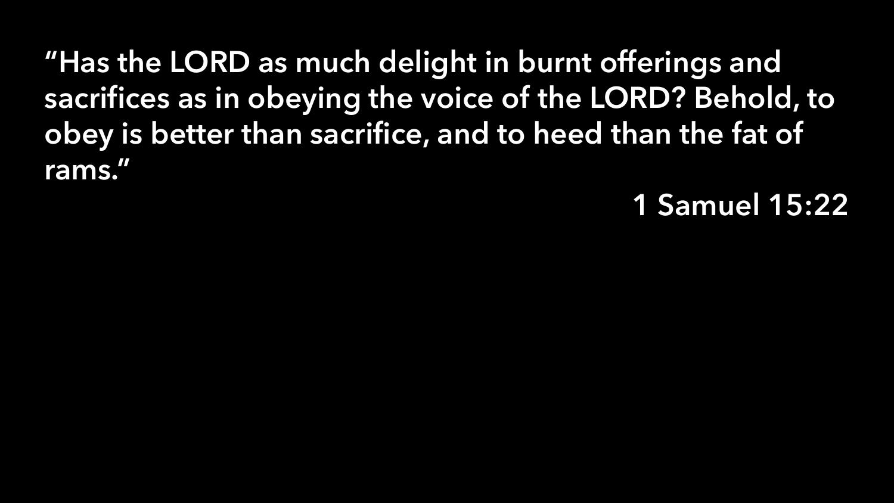"Has the LORD as much delight in burnt offerings and sacrifices as in obeying the voice of the LORD? Behold, to obey is better than sacrifice, and to heed than the fat of rams."

1 Samuel 15:22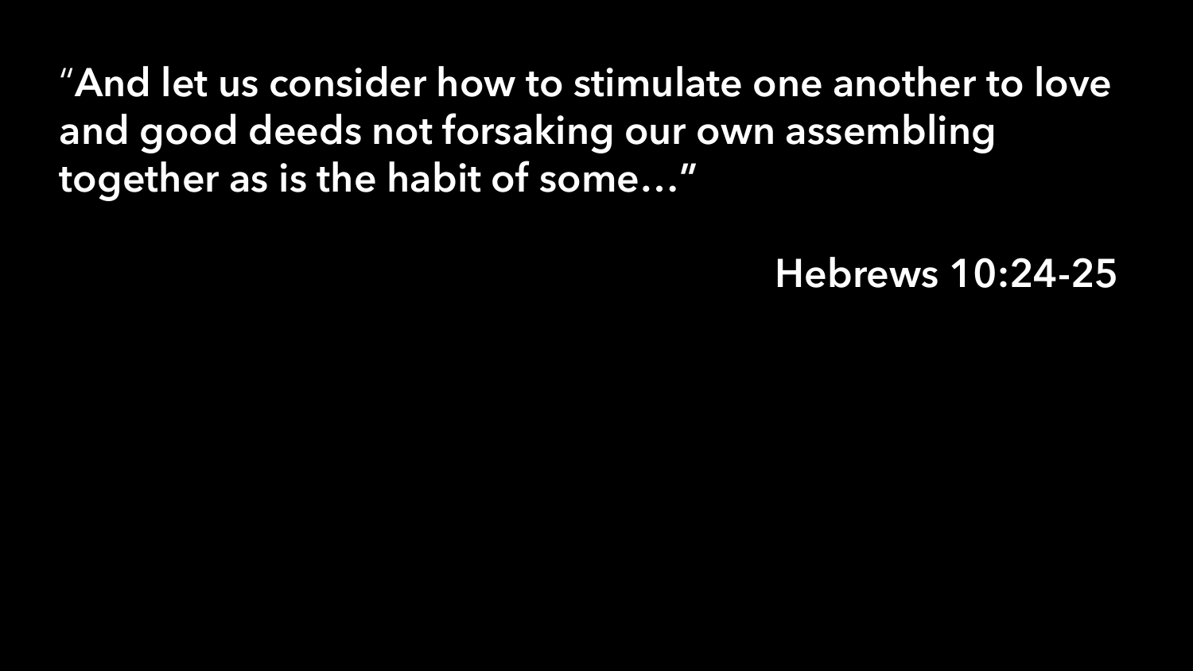"And let us consider how to stimulate one another to love and good deeds not forsaking our own assembling together as is the habit of some…"

Hebrews 10:24-25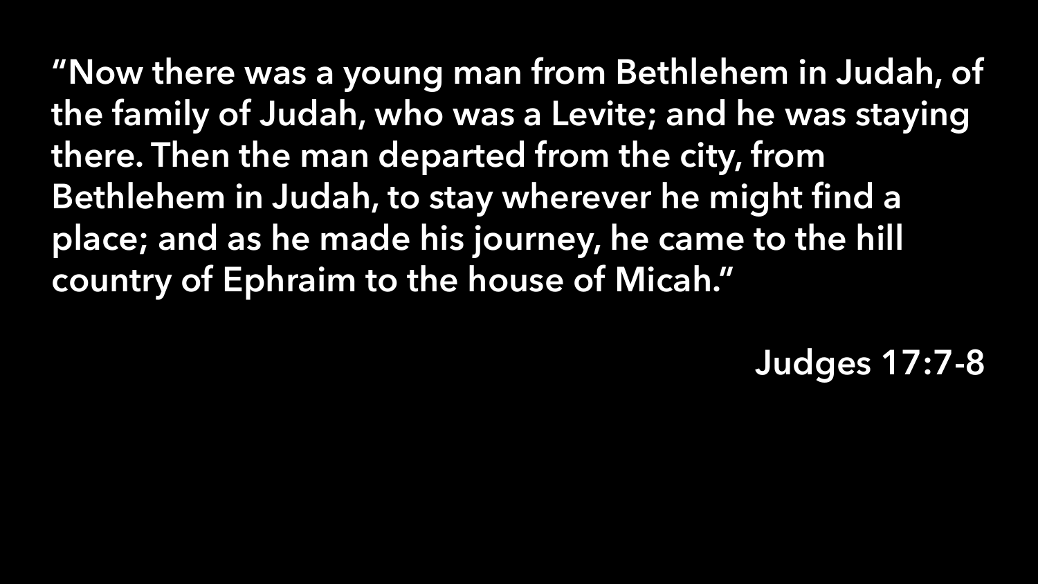"Now there was a young man from Bethlehem in Judah, of the family of Judah, who was a Levite; and he was staying there. Then the man departed from the city, from Bethlehem in Judah, to stay wherever he might find a place; and as he made his journey, he came to the hill country of Ephraim to the house of Micah."

Judges 17:7-8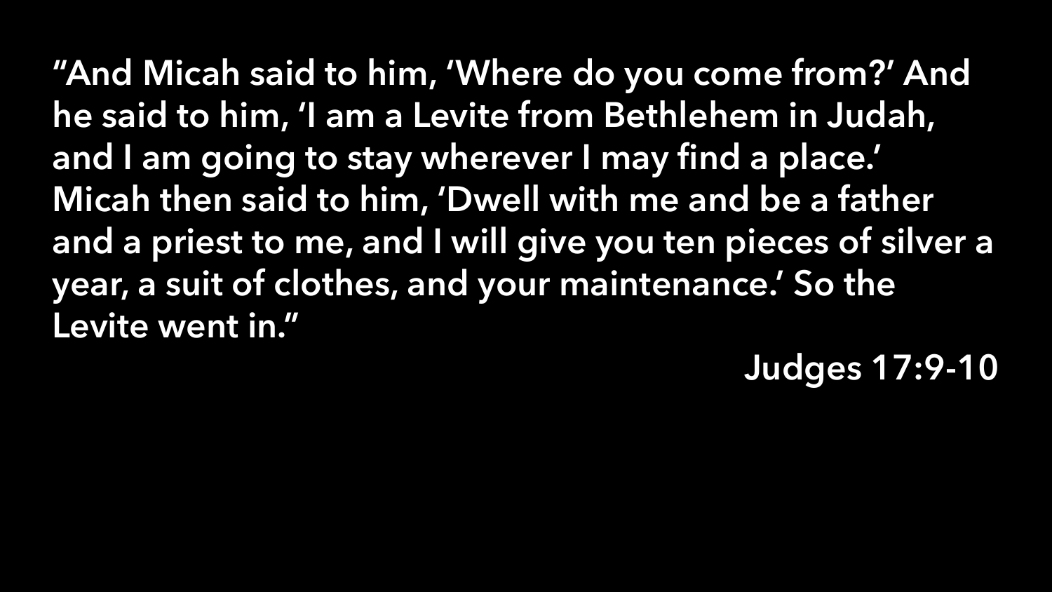**"And Micah said to him, 'Where do you come from?' And he said to him, 'I am a Levite from Bethlehem in Judah, and I am going to stay wherever I may find a place.' Micah then said to him, 'Dwell with me and be a father and a priest to me, and I will give you ten pieces of silver a year, a suit of clothes, and your maintenance.' So the Levite went in."**

**Judges 17:9-10**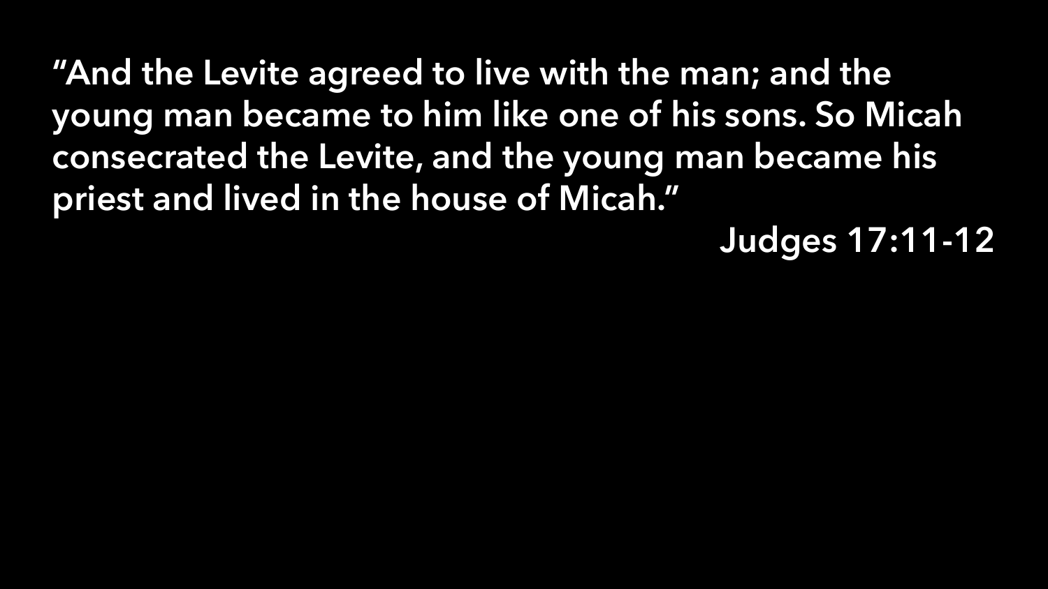"And the Levite agreed to live with the man; and the young man became to him like one of his sons. So Micah consecrated the Levite, and the young man became his priest and lived in the house of Micah."

Judges 17:11-12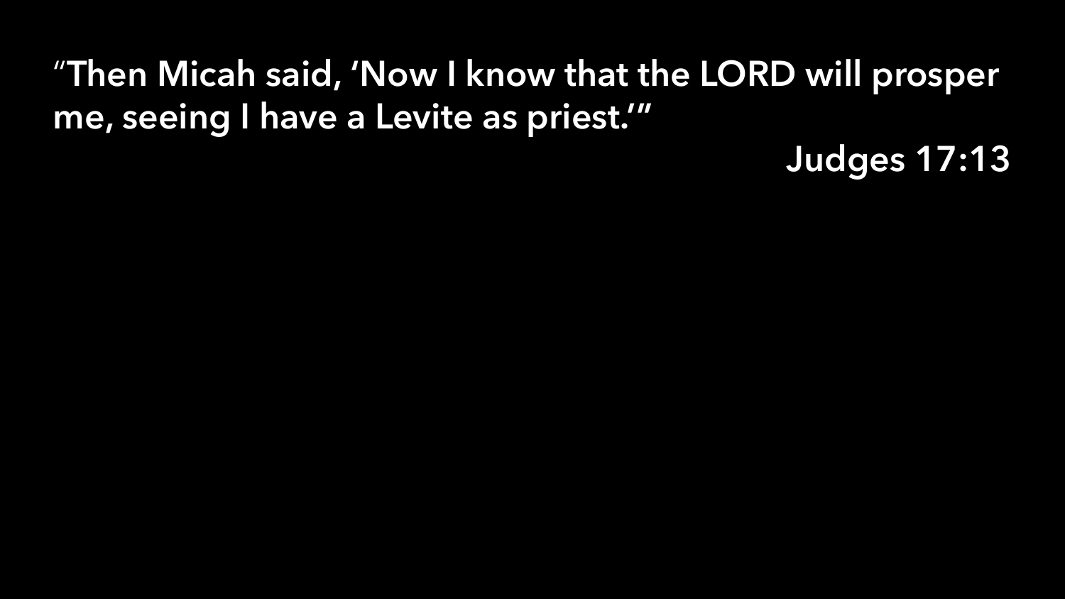**"Then Micah said, 'Now I know that the LORD will prosper me, seeing I have a Levite as priest.'"**

**Judges 17:13**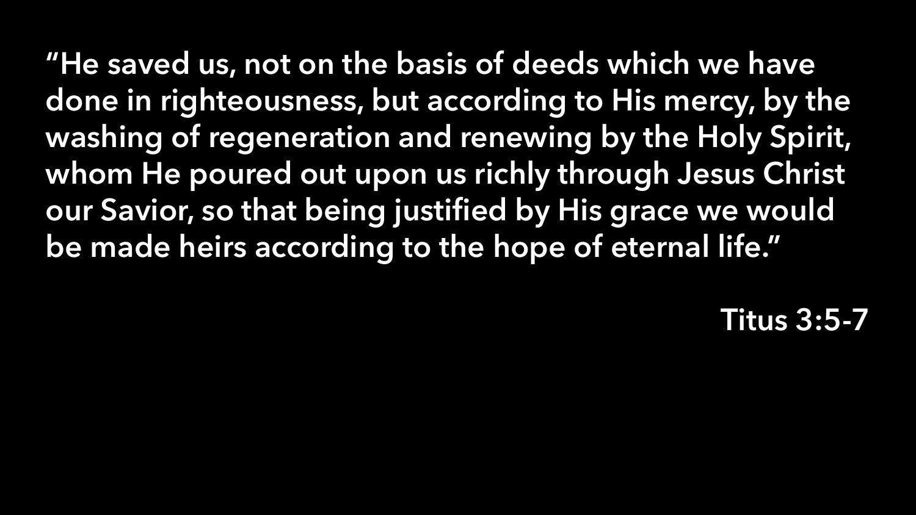"He saved us, not on the basis of deeds which we have done in righteousness, but according to His mercy, by the washing of regeneration and renewing by the Holy Spirit, whom He poured out upon us richly through Jesus Christ our Savior, so that being justified by His grace we would be made heirs according to the hope of eternal life."

Titus 3:5-7